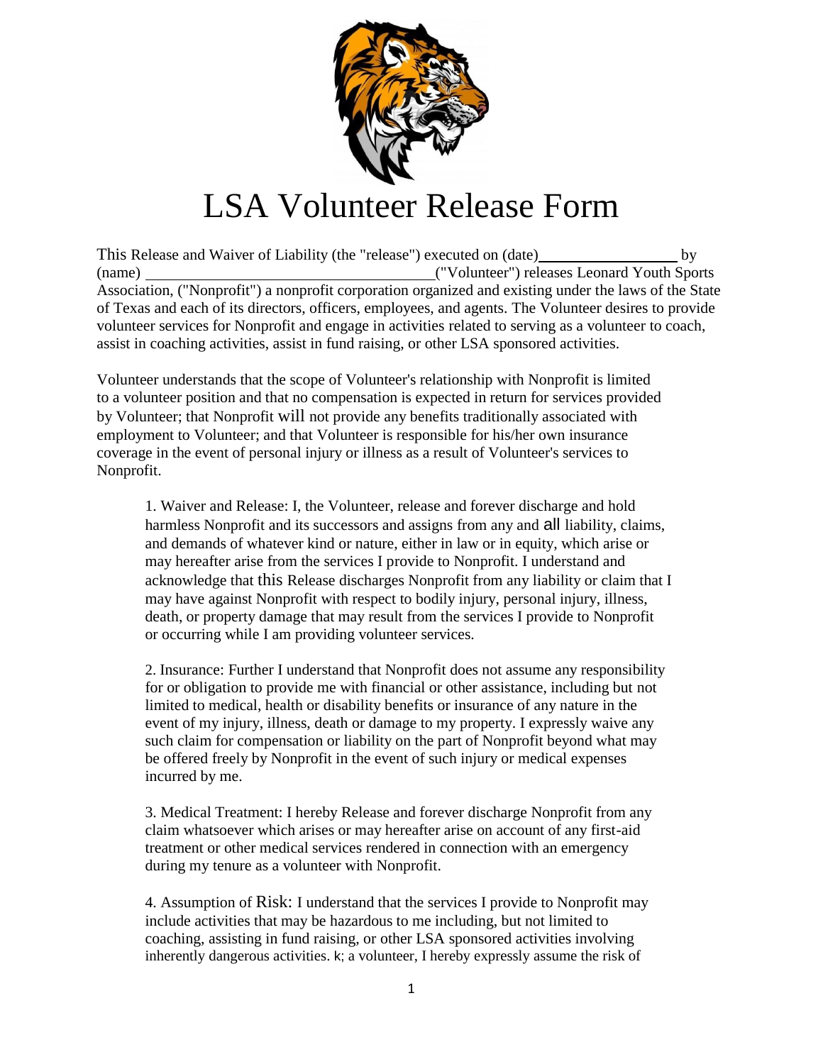# LSA Volunteer Release Form

This Release and Waiver of Liability (the "release") executed on (date)_________________ by (name) ____________________________________("Volunteer") releases Leonard Youth Sports Association, ("Nonprofit") a nonprofit corporation organized and existing under the laws of the State of Texas and each of its directors, officers, employees, and agents. The Volunteer desires to provide volunteer services for Nonprofit and engage in activities related to serving as a volunteer to coach, assist in coaching activities, assist in fund raising, or other LSA sponsored activities.

Volunteer understands that the scope of Volunteer's relationship with Nonprofit is limited to a volunteer position and that no compensation is expected in return for services provided by Volunteer; that Nonprofit will not provide any benefits traditionally associated with employment to Volunteer; and that Volunteer is responsible for his/her own insurance coverage in the event of personal injury or illness as a result of Volunteer's services to Nonprofit.

1. Waiver and Release: I, the Volunteer, release and forever discharge and hold harmless Nonprofit and its successors and assigns from any and all liability, claims, and demands of whatever kind or nature, either in law or in equity, which arise or may hereafter arise from the services I provide to Nonprofit. I understand and acknowledge that this Release discharges Nonprofit from any liability or claim that I may have against Nonprofit with respect to bodily injury, personal injury, illness, death, or property damage that may result from the services I provide to Nonprofit or occurring while I am providing volunteer services.

2. Insurance: Further I understand that Nonprofit does not assume any responsibility for or obligation to provide me with financial or other assistance, including but not limited to medical, health or disability benefits or insurance of any nature in the event of my injury, illness, death or damage to my property. I expressly waive any such claim for compensation or liability on the part of Nonprofit beyond what may be offered freely by Nonprofit in the event of such injury or medical expenses incurred by me.

3. Medical Treatment: I hereby Release and forever discharge Nonprofit from any claim whatsoever which arises or may hereafter arise on account of any first-aid treatment or other medical services rendered in connection with an emergency during my tenure as a volunteer with Nonprofit.

4. Assumption of Risk: I understand that the services I provide to Nonprofit may include activities that may be hazardous to me including, but not limited to coaching, assisting in fund raising, or other LSA sponsored activities involving inherently dangerous activities. k; a volunteer, I hereby expressly assume the risk of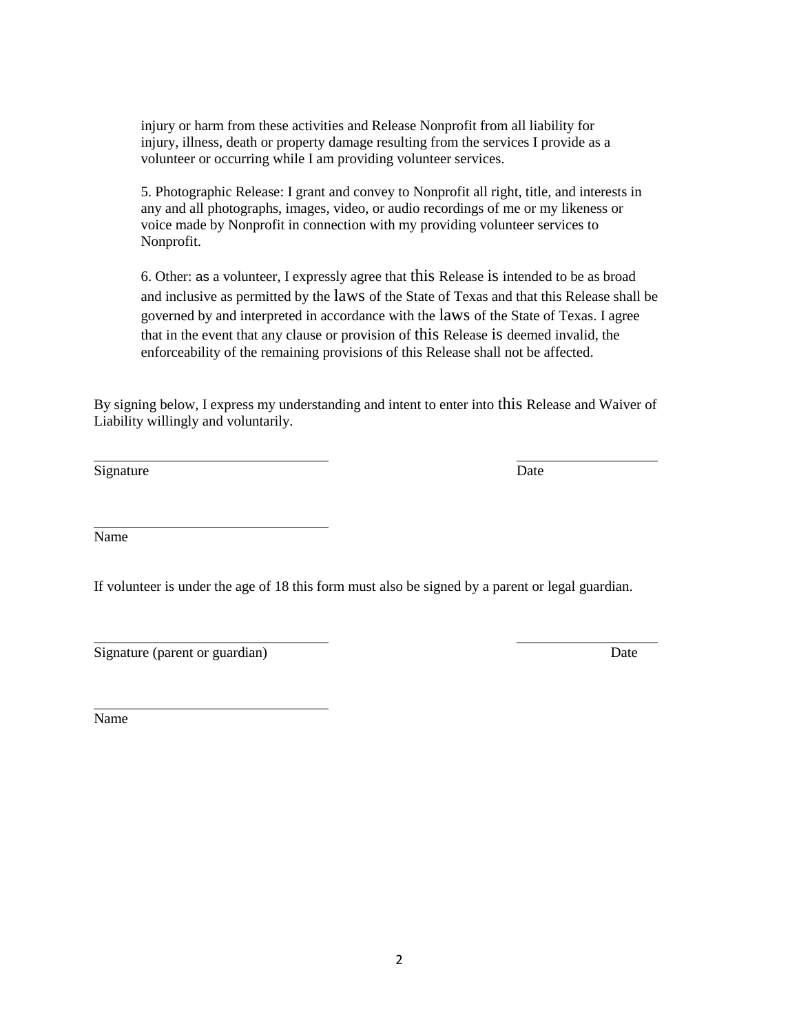injury or harm from these activities and Release Nonprofit from all liability for injury, illness, death or property damage resulting from the services I provide as a volunteer or occurring while I am providing volunteer services.

5. Photographic Release: I grant and convey to Nonprofit all right, title, and interests in any and all photographs, images, video, or audio recordings of me or my likeness or voice made by Nonprofit in connection with my providing volunteer services to Nonprofit.

6. Other: as a volunteer, I expressly agree that this Release is intended to be as broad and inclusive as permitted by the laws of the State of Texas and that this Release shall be governed by and interpreted in accordance with the laws of the State of Texas. I agree that in the event that any clause or provision of this Release is deemed invalid, the enforceability of the remaining provisions of this Release shall not be affected.

By signing below, I express my understanding and intent to enter into this Release and Waiver of Liability willingly and voluntarily.

\_\_\_\_\_\_\_\_\_\_\_\_\_\_\_\_\_\_\_\_\_\_\_\_\_\_\_\_\_\_\_\_ \_\_\_\_\_\_\_\_\_\_\_\_\_\_\_\_\_\_\_\_
Signature Date

\_\_\_\_\_\_\_\_\_\_\_\_\_\_\_\_\_\_\_\_\_\_\_\_\_\_\_\_\_\_\_\_
Name

If volunteer is under the age of 18 this form must also be signed by a parent or legal guardian.

\_\_\_\_\_\_\_\_\_\_\_\_\_\_\_\_\_\_\_\_\_\_\_\_\_\_\_\_\_\_\_\_ \_\_\_\_\_\_\_\_\_\_\_\_\_\_\_\_\_\_\_\_
Signature (parent or guardian) Date

\_\_\_\_\_\_\_\_\_\_\_\_\_\_\_\_\_\_\_\_\_\_\_\_\_\_\_\_\_\_\_\_
Name